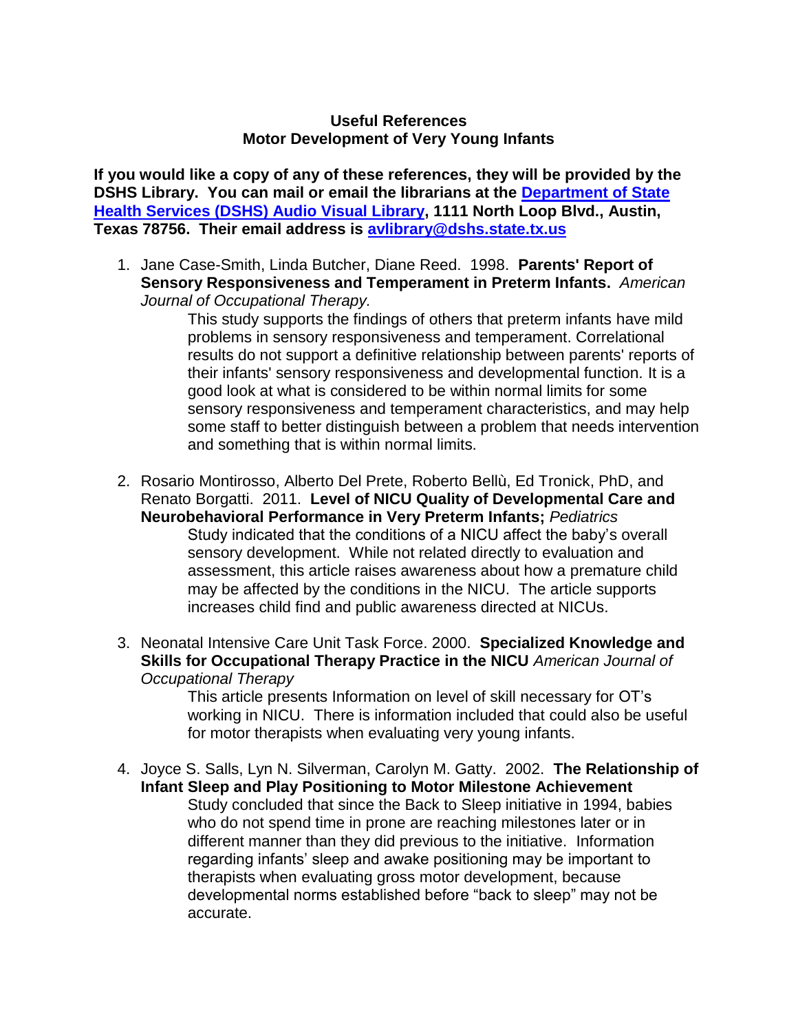**Useful References**
**Motor Development of Very Young Infants**

**If you would like a copy of any of these references, they will be provided by the DSHS Library. You can mail or email the librarians at the [Department of State Health Services (DSHS) Audio Visual Library](), 1111 North Loop Blvd., Austin, Texas 78756. Their email address is [avlibrary@dshs.state.tx.us]()**

1. Jane Case-Smith, Linda Butcher, Diane Reed. 1998. **Parents' Report of Sensory Responsiveness and Temperament in Preterm Infants.** *American Journal of Occupational Therapy.*

   This study supports the findings of others that preterm infants have mild problems in sensory responsiveness and temperament. Correlational results do not support a definitive relationship between parents' reports of their infants' sensory responsiveness and developmental function. It is a good look at what is considered to be within normal limits for some sensory responsiveness and temperament characteristics, and may help some staff to better distinguish between a problem that needs intervention and something that is within normal limits.

2. Rosario Montirosso, Alberto Del Prete, Roberto Bellù, Ed Tronick, PhD, and Renato Borgatti. 2011. **Level of NICU Quality of Developmental Care and Neurobehavioral Performance in Very Preterm Infants;** *Pediatrics*

   Study indicated that the conditions of a NICU affect the baby's overall sensory development. While not related directly to evaluation and assessment, this article raises awareness about how a premature child may be affected by the conditions in the NICU. The article supports increases child find and public awareness directed at NICUs.

3. Neonatal Intensive Care Unit Task Force. 2000. **Specialized Knowledge and Skills for Occupational Therapy Practice in the NICU** *American Journal of Occupational Therapy*

   This article presents Information on level of skill necessary for OT's working in NICU. There is information included that could also be useful for motor therapists when evaluating very young infants.

4. Joyce S. Salls, Lyn N. Silverman, Carolyn M. Gatty. 2002. **The Relationship of Infant Sleep and Play Positioning to Motor Milestone Achievement**

   Study concluded that since the Back to Sleep initiative in 1994, babies who do not spend time in prone are reaching milestones later or in different manner than they did previous to the initiative. Information regarding infants' sleep and awake positioning may be important to therapists when evaluating gross motor development, because developmental norms established before "back to sleep" may not be accurate.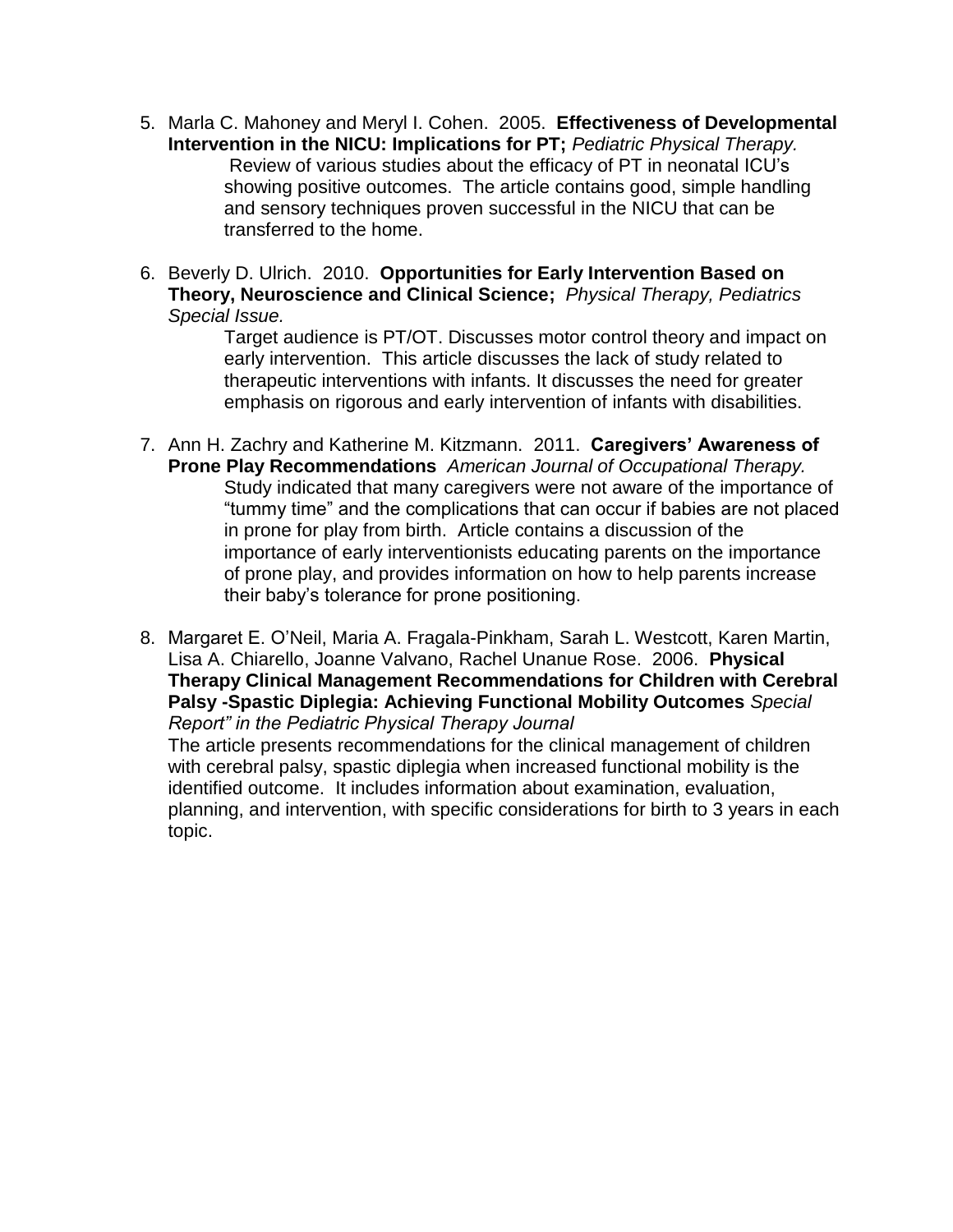5. Marla C. Mahoney and Meryl I. Cohen. 2005. **Effectiveness of Developmental Intervention in the NICU: Implications for PT;** *Pediatric Physical Therapy.*

   Review of various studies about the efficacy of PT in neonatal ICU's showing positive outcomes. The article contains good, simple handling and sensory techniques proven successful in the NICU that can be transferred to the home.

6. Beverly D. Ulrich. 2010. **Opportunities for Early Intervention Based on Theory, Neuroscience and Clinical Science;** *Physical Therapy, Pediatrics Special Issue.*

   Target audience is PT/OT. Discusses motor control theory and impact on early intervention. This article discusses the lack of study related to therapeutic interventions with infants. It discusses the need for greater emphasis on rigorous and early intervention of infants with disabilities.

7. Ann H. Zachry and Katherine M. Kitzmann. 2011. **Caregivers' Awareness of Prone Play Recommendations** *American Journal of Occupational Therapy.*

   Study indicated that many caregivers were not aware of the importance of "tummy time" and the complications that can occur if babies are not placed in prone for play from birth. Article contains a discussion of the importance of early interventionists educating parents on the importance of prone play, and provides information on how to help parents increase their baby's tolerance for prone positioning.

8. Margaret E. O'Neil, Maria A. Fragala-Pinkham, Sarah L. Westcott, Karen Martin, Lisa A. Chiarello, Joanne Valvano, Rachel Unanue Rose. 2006. **Physical Therapy Clinical Management Recommendations for Children with Cerebral Palsy -Spastic Diplegia: Achieving Functional Mobility Outcomes** *Special Report" in the Pediatric Physical Therapy Journal*

   The article presents recommendations for the clinical management of children with cerebral palsy, spastic diplegia when increased functional mobility is the identified outcome. It includes information about examination, evaluation, planning, and intervention, with specific considerations for birth to 3 years in each topic.